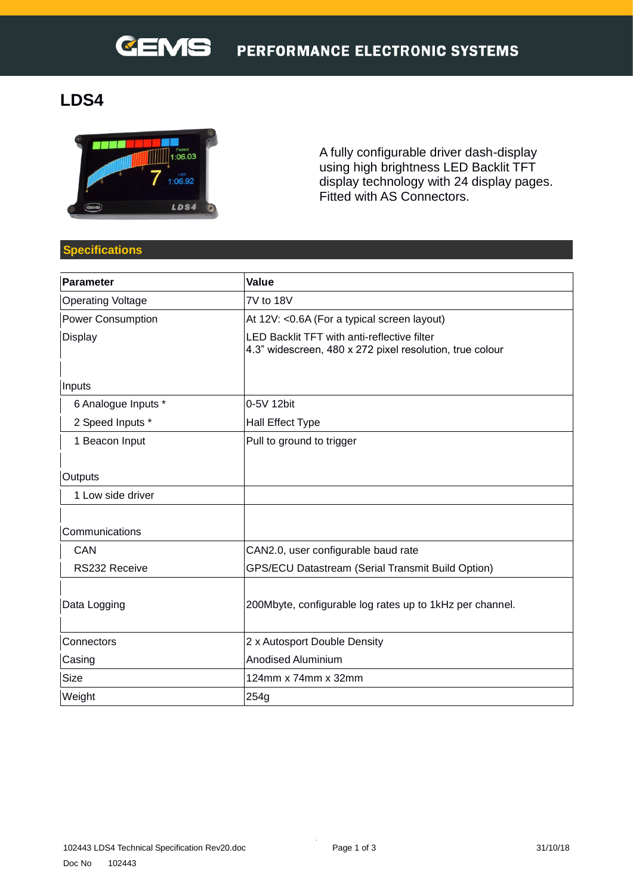# LDS4

A fully configurable driver dash-display using high brightness LED Backlit TFT display technology with 24 display pages. Fitted with AS Connectors.

## Specifications

| Parameter | Value |
|---|---|
| Operating Voltage | 7V to 18V |
| Power Consumption | At 12V: <0.6A (For a typical screen layout) |
| Display | LED Backlit TFT with anti-reflective filter<br>4.3" widescreen, 480 x 272 pixel resolution, true colour |
| Inputs | |
| 6 Analogue Inputs * | 0-5V 12bit |
| 2 Speed Inputs * | Hall Effect Type |
| 1 Beacon Input | Pull to ground to trigger |
| Outputs | |
| 1 Low side driver | |
| Communications | |
| CAN | CAN2.0, user configurable baud rate |
| RS232 Receive | GPS/ECU Datastream (Serial Transmit Build Option) |
| Data Logging | 200Mbyte, configurable log rates up to 1kHz per channel. |
| Connectors | 2 x Autosport Double Density |
| Casing | Anodised Aluminium |
| Size | 124mm x 74mm x 32mm |
| Weight | 254g |

102443 LDS4 Technical Specification Rev20.doc

31/10/18

Doc No 102443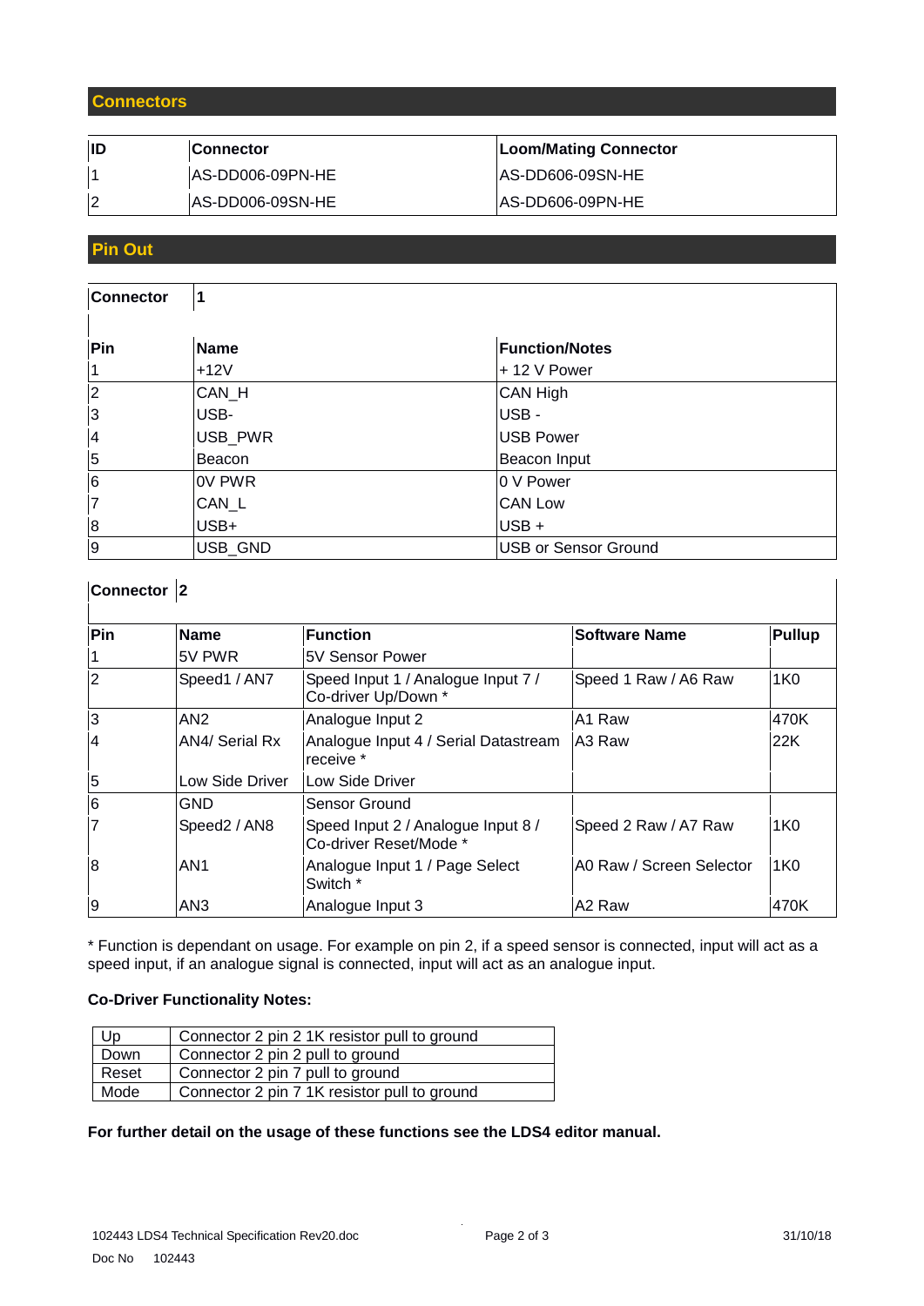## Connectors

| ID | Connector | Loom/Mating Connector |
|---|---|---|
| 1 | AS-DD006-09PN-HE | AS-DD606-09SN-HE |
| 2 | AS-DD006-09SN-HE | AS-DD606-09PN-HE |

## Pin Out

| Connector | 1 | |
|---|---|---|
| **Pin** | **Name** | **Function/Notes** |
| 1 | +12V | + 12 V Power |
| 2 | CAN_H | CAN High |
| 3 | USB- | USB - |
| 4 | USB_PWR | USB Power |
| 5 | Beacon | Beacon Input |
| 6 | 0V PWR | 0 V Power |
| 7 | CAN_L | CAN Low |
| 8 | USB+ | USB + |
| 9 | USB_GND | USB or Sensor Ground |

| Connector | 2 | | | |
|---|---|---|---|---|
| **Pin** | **Name** | **Function** | **Software Name** | **Pullup** |
| 1 | 5V PWR | 5V Sensor Power | | |
| 2 | Speed1 / AN7 | Speed Input 1 / Analogue Input 7 / Co-driver Up/Down * | Speed 1 Raw / A6 Raw | 1K0 |
| 3 | AN2 | Analogue Input 2 | A1 Raw | 470K |
| 4 | AN4/ Serial Rx | Analogue Input 4 / Serial Datastream receive * | A3 Raw | 22K |
| 5 | Low Side Driver | Low Side Driver | | |
| 6 | GND | Sensor Ground | | |
| 7 | Speed2 / AN8 | Speed Input 2 / Analogue Input 8 / Co-driver Reset/Mode * | Speed 2 Raw / A7 Raw | 1K0 |
| 8 | AN1 | Analogue Input 1 / Page Select Switch * | A0 Raw / Screen Selector | 1K0 |
| 9 | AN3 | Analogue Input 3 | A2 Raw | 470K |

* Function is dependant on usage. For example on pin 2, if a speed sensor is connected, input will act as a speed input, if an analogue signal is connected, input will act as an analogue input.

**Co-Driver Functionality Notes:**

| Up | Connector 2 pin 2 1K resistor pull to ground |
|---|---|
| Down | Connector 2 pin 2 pull to ground |
| Reset | Connector 2 pin 7 pull to ground |
| Mode | Connector 2 pin 7 1K resistor pull to ground |

**For further detail on the usage of these functions see the LDS4 editor manual.**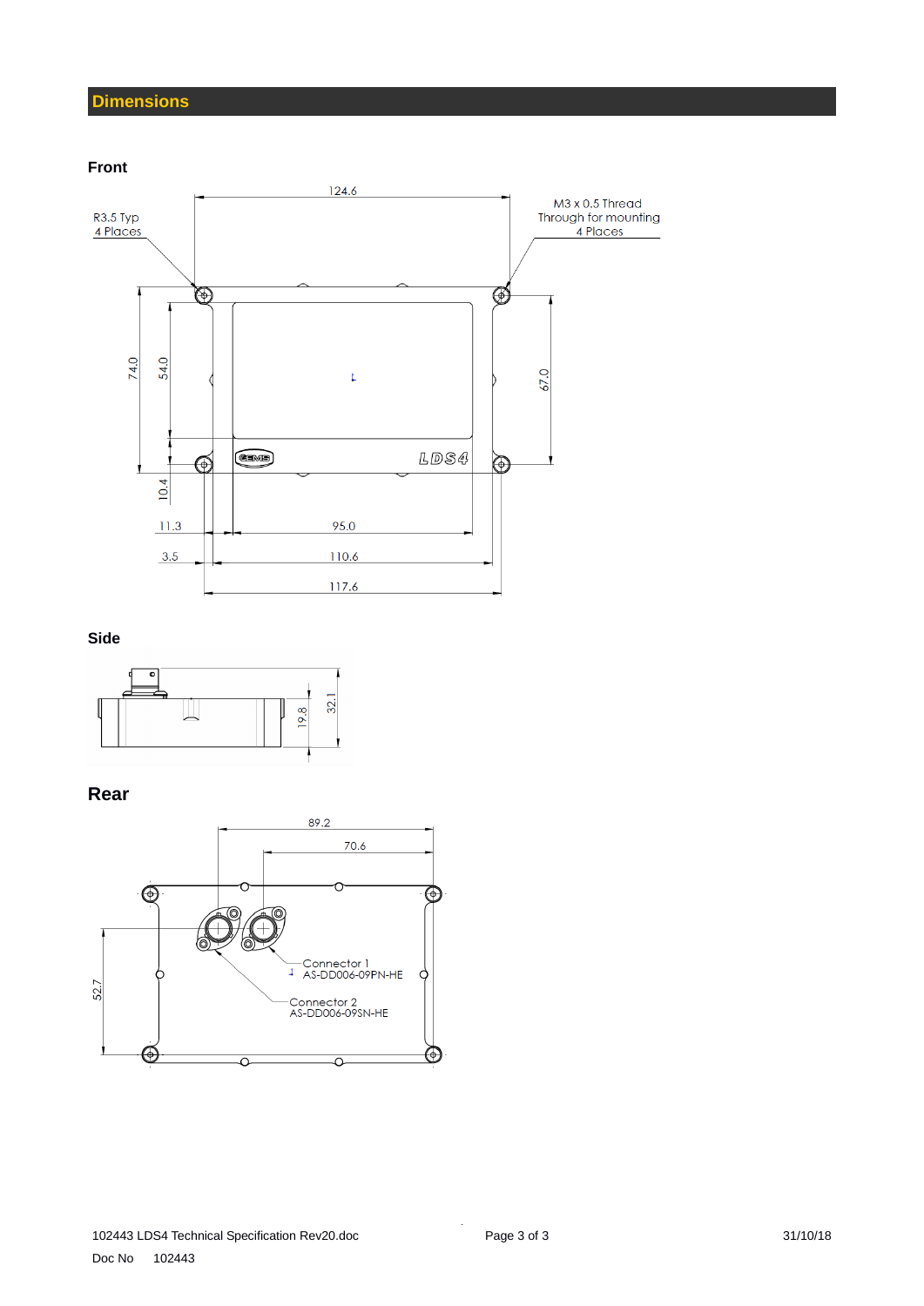## Dimensions

### Front

124.6

R3.5 Typ
4 Places

M3 x 0.5 Thread
Through for mounting
4 Places

74.0

54.0

67.0

10.4

11.3

95.0

3.5

110.6

117.6

### Side

19.8

32.1

### Rear

89.2

70.6

52.7

Connector 1
AS-DD006-09PN-HE

Connector 2
AS-DD006-09SN-HE

102443 LDS4 Technical Specification Rev20.doc

31/10/18

Doc No 102443